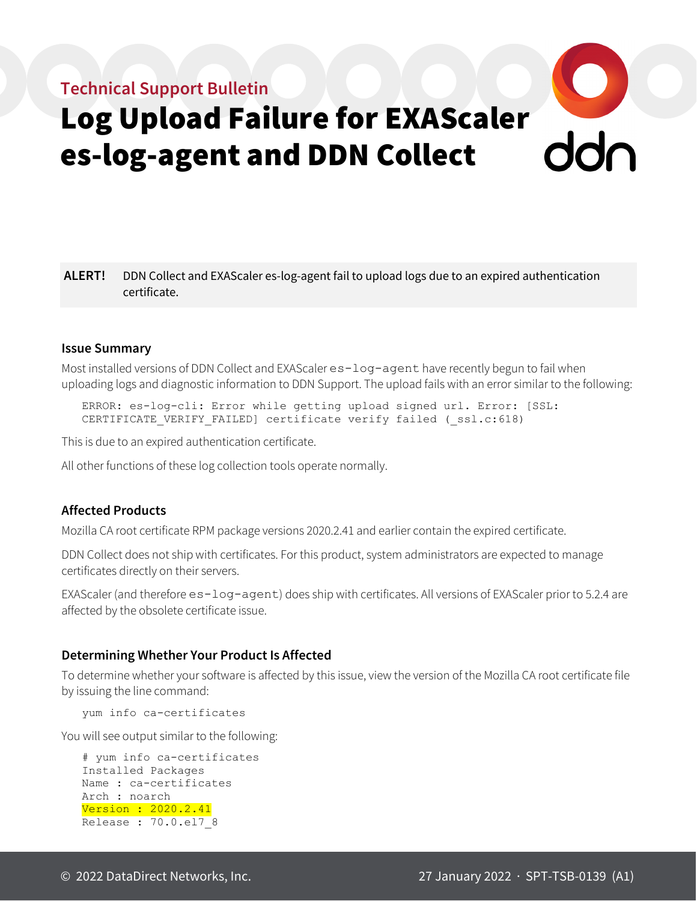Technical Support Bulletin

# Log Upload Failure for EXAScaler es-log-agent and DDN Collect

**ALERT!** DDN Collect and EXAScaler es-log-agent fail to upload logs due to an expired authentication certificate.

### Issue Summary

Most installed versions of DDN Collect and EXAScaler `es-log-agent` have recently begun to fail when uploading logs and diagnostic information to DDN Support. The upload fails with an error similar to the following:

```
ERROR: es-log-cli: Error while getting upload signed url. Error: [SSL:
CERTIFICATE_VERIFY_FAILED] certificate verify failed (_ssl.c:618)
```

This is due to an expired authentication certificate.

All other functions of these log collection tools operate normally.

### Affected Products

Mozilla CA root certificate RPM package versions 2020.2.41 and earlier contain the expired certificate.

DDN Collect does not ship with certificates. For this product, system administrators are expected to manage certificates directly on their servers.

EXAScaler (and therefore `es-log-agent`) does ship with certificates. All versions of EXAScaler prior to 5.2.4 are affected by the obsolete certificate issue.

### Determining Whether Your Product Is Affected

To determine whether your software is affected by this issue, view the version of the Mozilla CA root certificate file by issuing the line command:

```
yum info ca-certificates
```

You will see output similar to the following:

```
# yum info ca-certificates
Installed Packages
Name : ca-certificates
Arch : noarch
Version : 2020.2.41
Release : 70.0.el7_8
```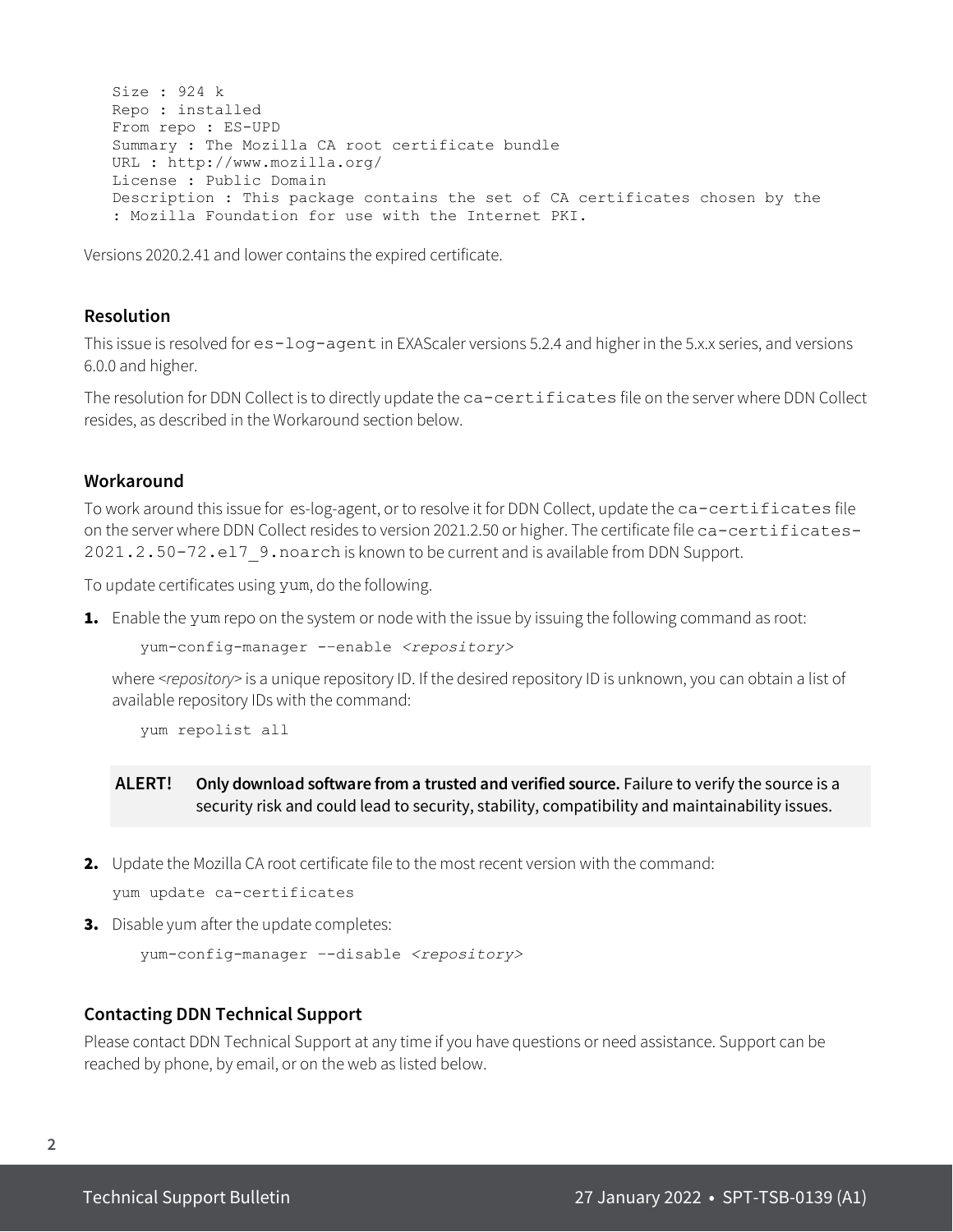```
Size : 924 k
Repo : installed
From repo : ES-UPD
Summary : The Mozilla CA root certificate bundle
URL : http://www.mozilla.org/
License : Public Domain
Description : This package contains the set of CA certificates chosen by the
: Mozilla Foundation for use with the Internet PKI.
```

Versions 2020.2.41 and lower contains the expired certificate.

### Resolution

This issue is resolved for `es-log-agent` in EXAScaler versions 5.2.4 and higher in the 5.x.x series, and versions 6.0.0 and higher.

The resolution for DDN Collect is to directly update the `ca-certificates` file on the server where DDN Collect resides, as described in the Workaround section below.

### Workaround

To work around this issue for es-log-agent, or to resolve it for DDN Collect, update the `ca-certificates` file on the server where DDN Collect resides to version 2021.2.50 or higher. The certificate file `ca-certificates-2021.2.50-72.el7_9.noarch` is known to be current and is available from DDN Support.

To update certificates using `yum`, do the following.

1. Enable the `yum` repo on the system or node with the issue by issuing the following command as root:

   ```
   yum-config-manager --enable <repository>
   ```

   where *<repository>* is a unique repository ID. If the desired repository ID is unknown, you can obtain a list of available repository IDs with the command:

   ```
   yum repolist all
   ```

> **ALERT!** **Only download software from a trusted and verified source.** Failure to verify the source is a security risk and could lead to security, stability, compatibility and maintainability issues.

2. Update the Mozilla CA root certificate file to the most recent version with the command:

   ```
   yum update ca-certificates
   ```

3. Disable yum after the update completes:

   ```
   yum-config-manager –-disable <repository>
   ```

### Contacting DDN Technical Support

Please contact DDN Technical Support at any time if you have questions or need assistance. Support can be reached by phone, by email, or on the web as listed below.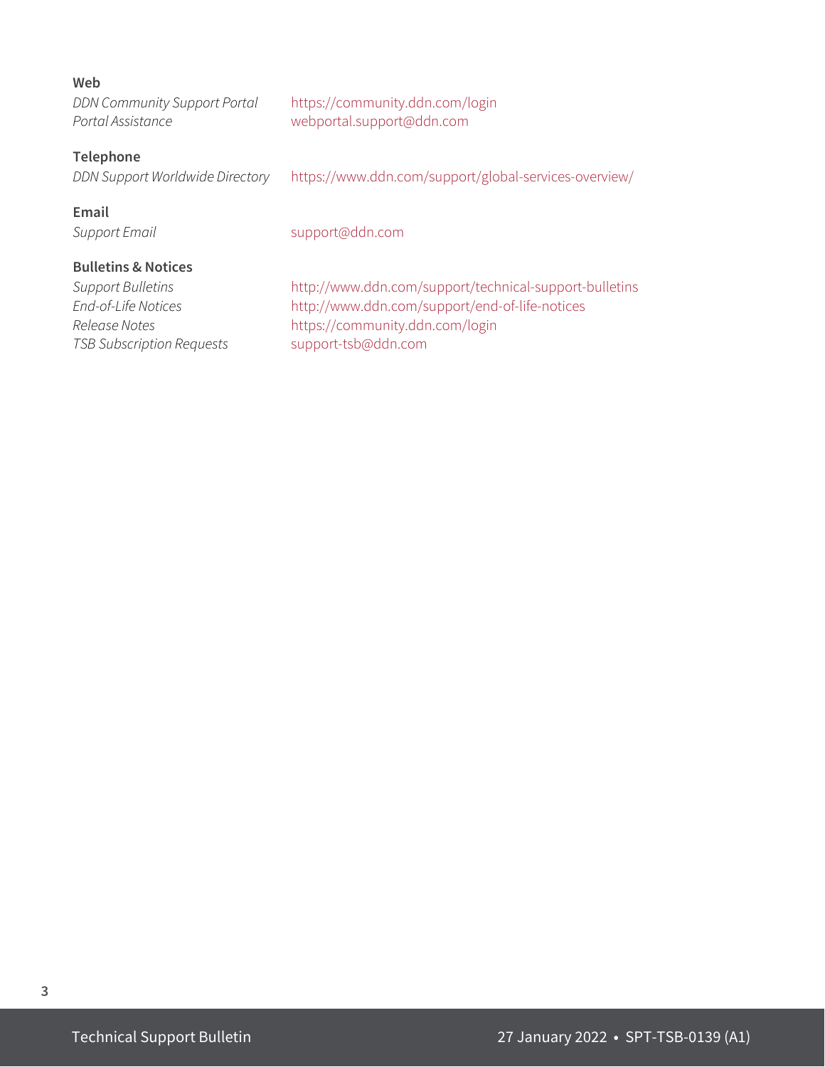**Web**

| | |
|---|---|
| *DDN Community Support Portal* | https://community.ddn.com/login |
| *Portal Assistance* | webportal.support@ddn.com |

**Telephone**

| | |
|---|---|
| *DDN Support Worldwide Directory* | https://www.ddn.com/support/global-services-overview/ |

**Email**

| | |
|---|---|
| *Support Email* | support@ddn.com |

**Bulletins & Notices**

| | |
|---|---|
| *Support Bulletins* | http://www.ddn.com/support/technical-support-bulletins |
| *End-of-Life Notices* | http://www.ddn.com/support/end-of-life-notices |
| *Release Notes* | https://community.ddn.com/login |
| *TSB Subscription Requests* | support-tsb@ddn.com |